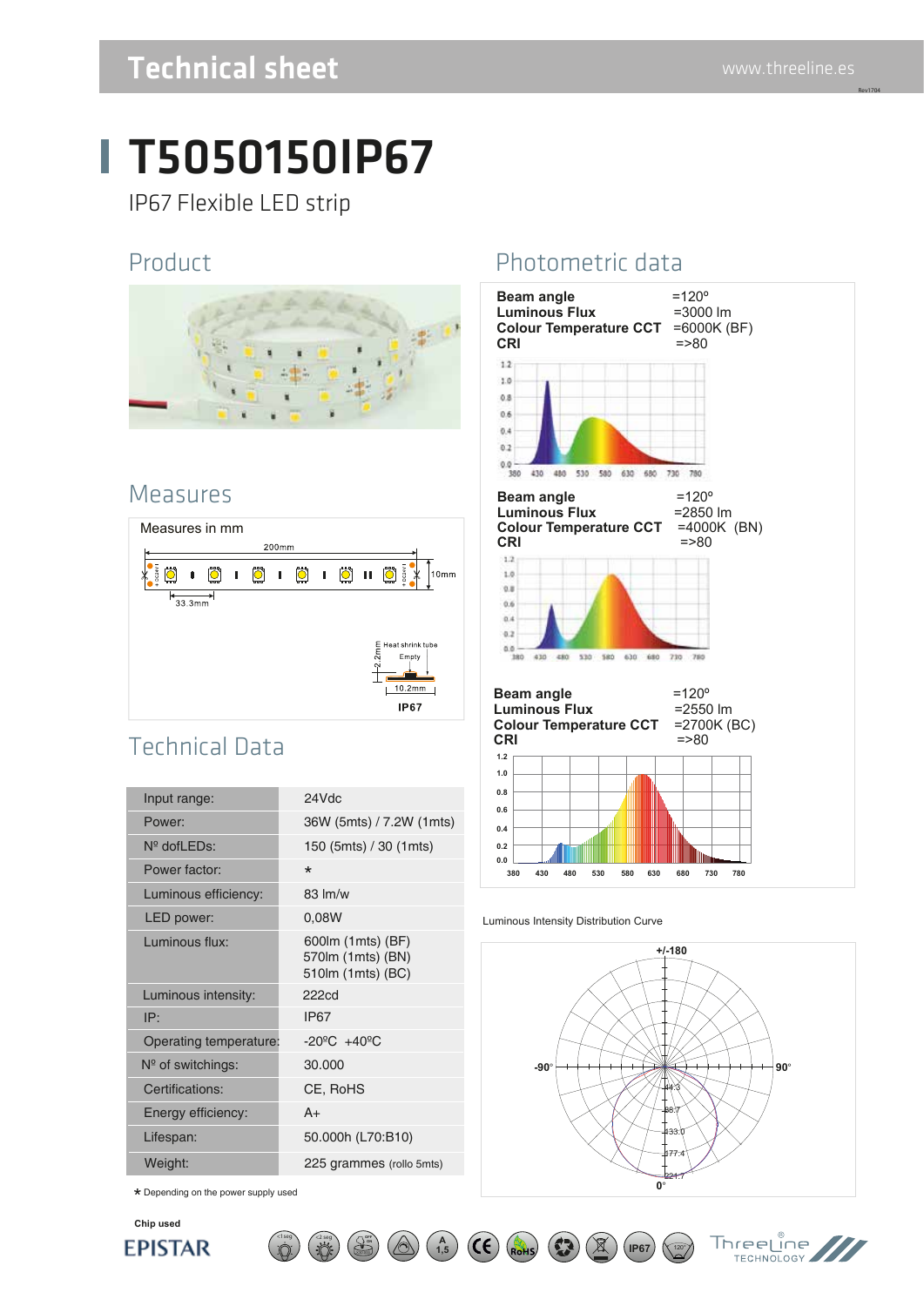# Technical sheet

www.threeline.es

# T5050150IP67

IP67 Flexible LED strip

## Product

## Measures

Measures in mm

200mm

10mm

33.3mm

Heat shrink tube

Empty

2.2mm

10.2mm

IP67

## Technical Data

| | |
|---|---|
| Input range: | 24Vdc |
| Power: | 36W (5mts) / 7.2W (1mts) |
| Nº dofLEDs: | 150 (5mts) / 30 (1mts) |
| Power factor: | * |
| Luminous efficiency: | 83 lm/w |
| LED power: | 0,08W |
| Luminous flux: | 600lm (1mts) (BF)<br>570lm (1mts) (BN)<br>510lm (1mts) (BC) |
| Luminous intensity: | 222cd |
| IP: | IP67 |
| Operating temperature: | -20ºC +40ºC |
| Nº of switchings: | 30.000 |
| Certifications: | CE, RoHS |
| Energy efficiency: | A+ |
| Lifespan: | 50.000h (L70:B10) |
| Weight: | 225 grammes (rollo 5mts) |

* Depending on the power supply used

Chip used

EPISTAR

## Photometric data

**Beam angle** =120º
**Luminous Flux** =3000 lm
**Colour Temperature CCT** =6000K (BF)
**CRI** =>80

**Beam angle** =120º
**Luminous Flux** =2850 lm
**Colour Temperature CCT** =4000K (BN)
**CRI** =>80

**Beam angle** =120º
**Luminous Flux** =2550 lm
**Colour Temperature CCT** =2700K (BC)
**CRI** =>80

Luminous Intensity Distribution Curve

ThreeLine TECHNOLOGY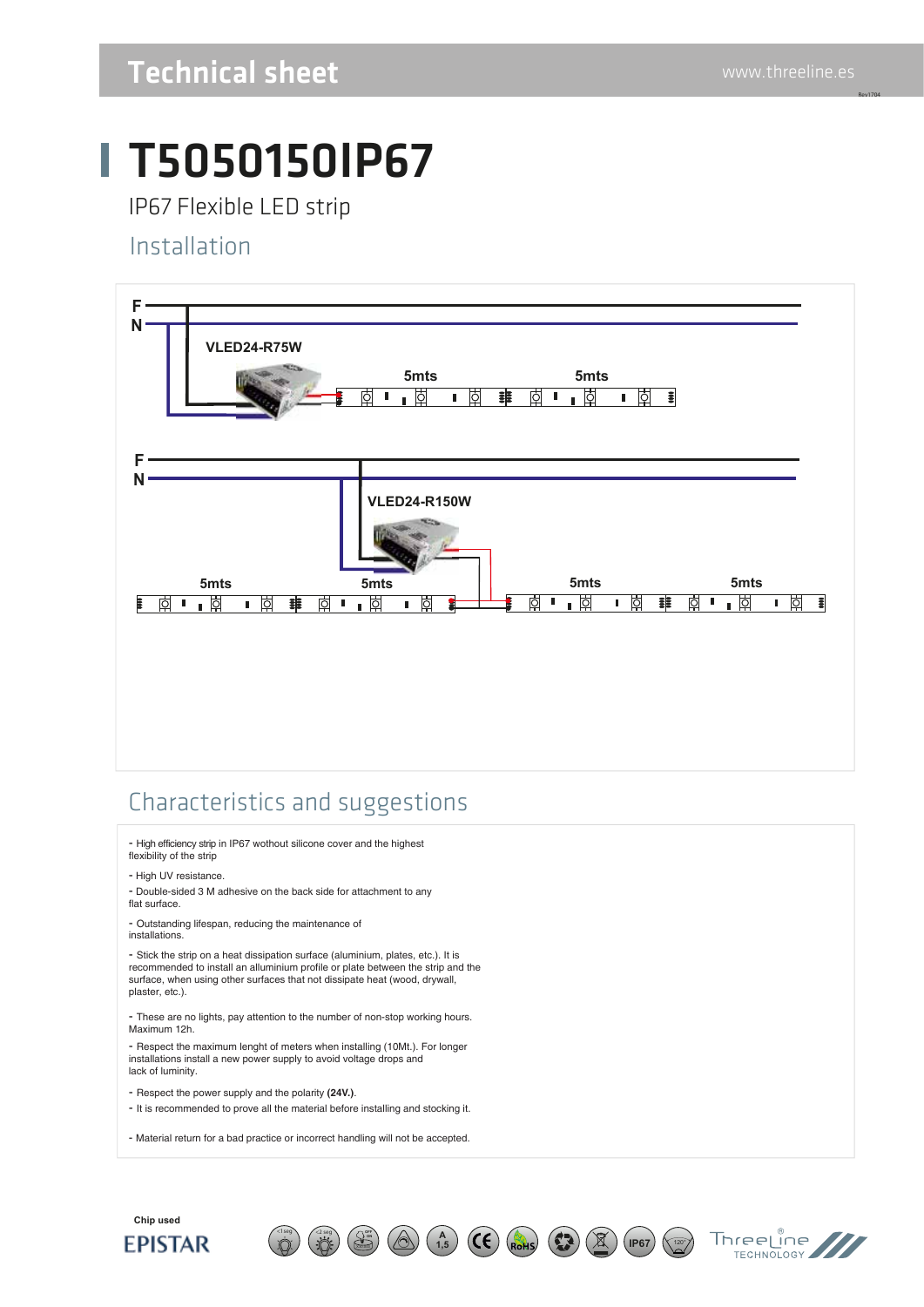# T5050150IP67

IP67 Flexible LED strip

## Installation

F
N
VLED24-R75W
5mts
5mts

F
N
VLED24-R150W
5mts
5mts
5mts
5mts

## Characteristics and suggestions

- High efficiency strip in IP67 wothout silicone cover and the highest flexibility of the strip
- High UV resistance.
- Double-sided 3 M adhesive on the back side for attachment to any flat surface.
- Outstanding lifespan, reducing the maintenance of installations.
- Stick the strip on a heat dissipation surface (aluminium, plates, etc.). It is recommended to install an alluminium profile or plate between the strip and the surface, when using other surfaces that not dissipate heat (wood, drywall, plaster, etc.).
- These are no lights, pay attention to the number of non-stop working hours. Maximum 12h.
- Respect the maximum lenght of meters when installing (10Mt.). For longer installations install a new power supply to avoid voltage drops and lack of luminity.
- Respect the power supply and the polarity **(24V.)**.
- It is recommended to prove all the material before installing and stocking it.
- Material return for a bad practice or incorrect handling will not be accepted.

Chip used

EPISTAR